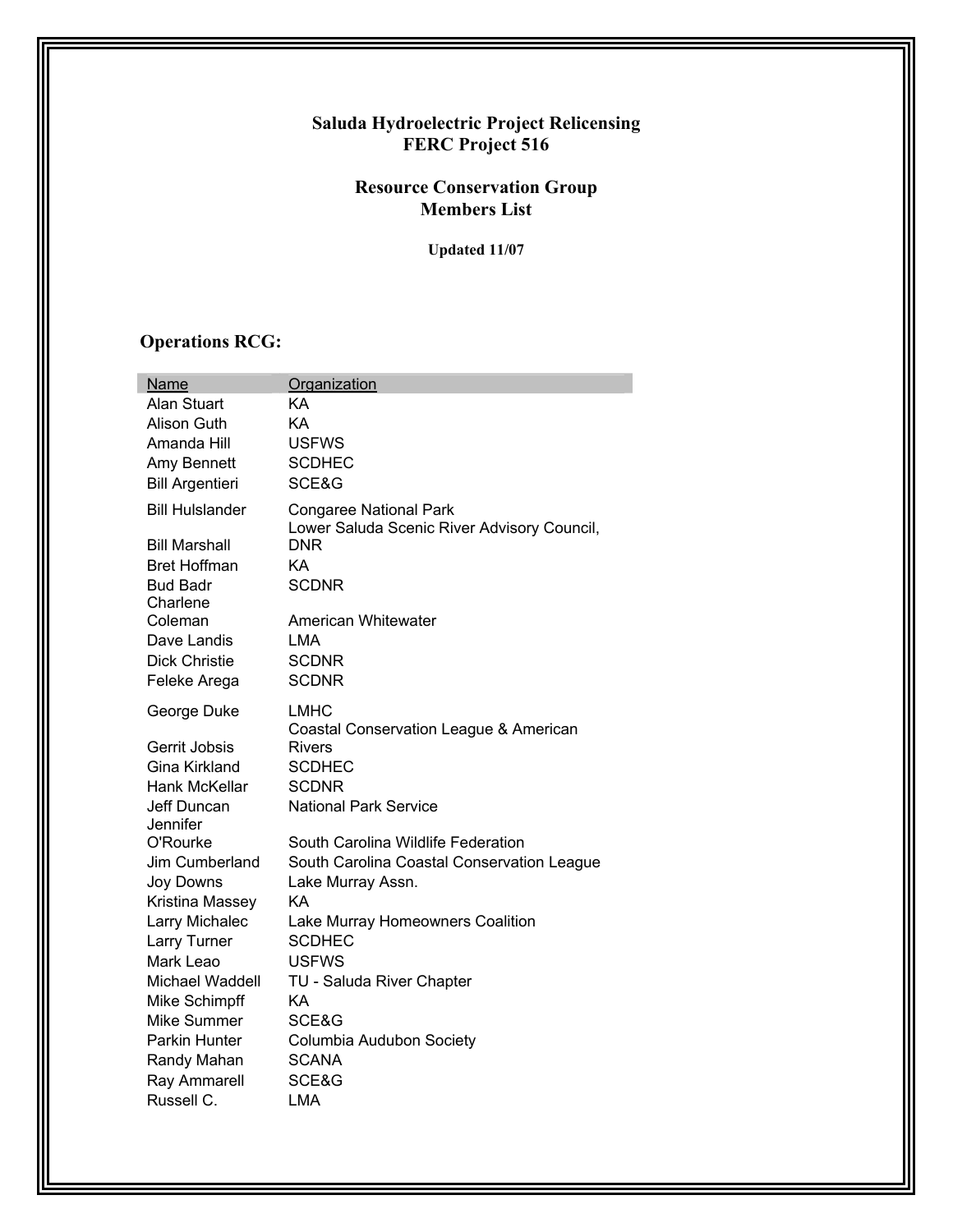# Saluda Hydroelectric Project Relicensing
# FERC Project 516

## Resource Conservation Group
## Members List

**Updated 11/07**

### Operations RCG:

| Name | Organization |
|---|---|
| Alan Stuart | KA |
| Alison Guth | KA |
| Amanda Hill | USFWS |
| Amy Bennett | SCDHEC |
| Bill Argentieri | SCE&G |
| Bill Hulslander | Congaree National Park |
| Bill Marshall | Lower Saluda Scenic River Advisory Council, DNR |
| Bret Hoffman | KA |
| Bud Badr | SCDNR |
| Charlene Coleman | American Whitewater |
| Dave Landis | LMA |
| Dick Christie | SCDNR |
| Feleke Arega | SCDNR |
| George Duke | LMHC |
| Gerrit Jobsis | Coastal Conservation League & American Rivers |
| Gina Kirkland | SCDHEC |
| Hank McKellar | SCDNR |
| Jeff Duncan | National Park Service |
| Jennifer O'Rourke | South Carolina Wildlife Federation |
| Jim Cumberland | South Carolina Coastal Conservation League |
| Joy Downs | Lake Murray Assn. |
| Kristina Massey | KA |
| Larry Michalec | Lake Murray Homeowners Coalition |
| Larry Turner | SCDHEC |
| Mark Leao | USFWS |
| Michael Waddell | TU - Saluda River Chapter |
| Mike Schimpff | KA |
| Mike Summer | SCE&G |
| Parkin Hunter | Columbia Audubon Society |
| Randy Mahan | SCANA |
| Ray Ammarell | SCE&G |
| Russell C. | LMA |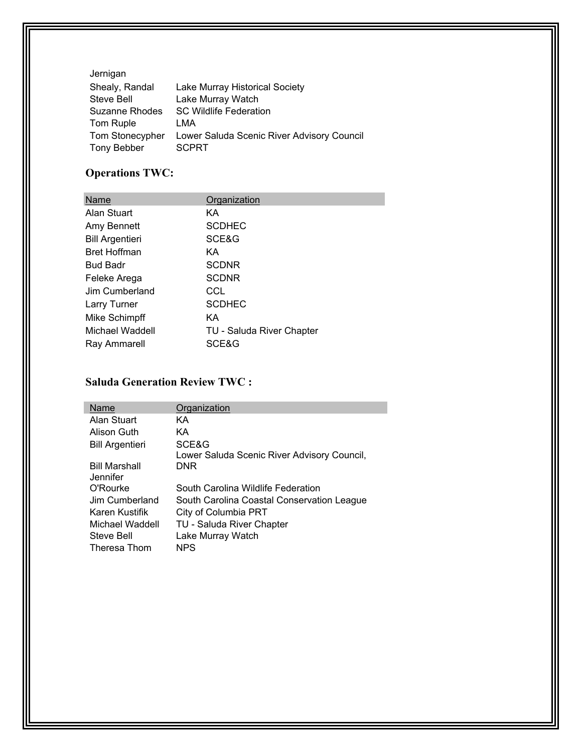| | |
|---|---|
| Jernigan | |
| Shealy, Randal | Lake Murray Historical Society |
| Steve Bell | Lake Murray Watch |
| Suzanne Rhodes | SC Wildlife Federation |
| Tom Ruple | LMA |
| Tom Stonecypher | Lower Saluda Scenic River Advisory Council |
| Tony Bebber | SCPRT |

## Operations TWC:

| Name | Organization |
|---|---|
| Alan Stuart | KA |
| Amy Bennett | SCDHEC |
| Bill Argentieri | SCE&G |
| Bret Hoffman | KA |
| Bud Badr | SCDNR |
| Feleke Arega | SCDNR |
| Jim Cumberland | CCL |
| Larry Turner | SCDHEC |
| Mike Schimpff | KA |
| Michael Waddell | TU - Saluda River Chapter |
| Ray Ammarell | SCE&G |

## Saluda Generation Review TWC :

| Name | Organization |
|---|---|
| Alan Stuart | KA |
| Alison Guth | KA |
| Bill Argentieri | SCE&G |
| Bill Marshall | Lower Saluda Scenic River Advisory Council, DNR |
| Jennifer O'Rourke | South Carolina Wildlife Federation |
| Jim Cumberland | South Carolina Coastal Conservation League |
| Karen Kustifik | City of Columbia PRT |
| Michael Waddell | TU - Saluda River Chapter |
| Steve Bell | Lake Murray Watch |
| Theresa Thom | NPS |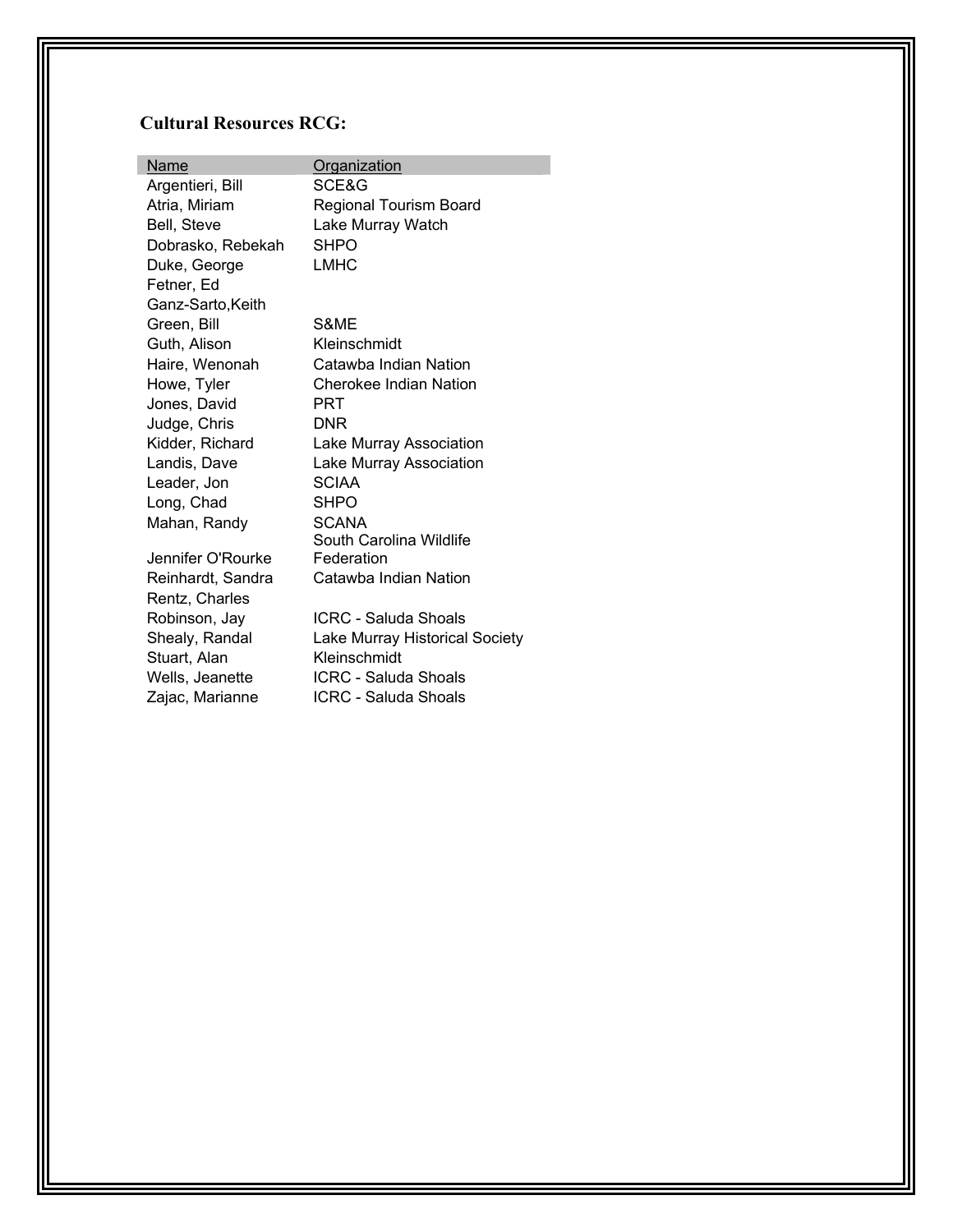**Cultural Resources RCG:**

| Name | Organization |
| --- | --- |
| Argentieri, Bill | SCE&G |
| Atria, Miriam | Regional Tourism Board |
| Bell, Steve | Lake Murray Watch |
| Dobrasko, Rebekah | SHPO |
| Duke, George | LMHC |
| Fetner, Ed | |
| Ganz-Sarto,Keith | |
| Green, Bill | S&ME |
| Guth, Alison | Kleinschmidt |
| Haire, Wenonah | Catawba Indian Nation |
| Howe, Tyler | Cherokee Indian Nation |
| Jones, David | PRT |
| Judge, Chris | DNR |
| Kidder, Richard | Lake Murray Association |
| Landis, Dave | Lake Murray Association |
| Leader, Jon | SCIAA |
| Long, Chad | SHPO |
| Mahan, Randy | SCANA |
| Jennifer O'Rourke | South Carolina Wildlife Federation |
| Reinhardt, Sandra | Catawba Indian Nation |
| Rentz, Charles | |
| Robinson, Jay | ICRC - Saluda Shoals |
| Shealy, Randal | Lake Murray Historical Society |
| Stuart, Alan | Kleinschmidt |
| Wells, Jeanette | ICRC - Saluda Shoals |
| Zajac, Marianne | ICRC - Saluda Shoals |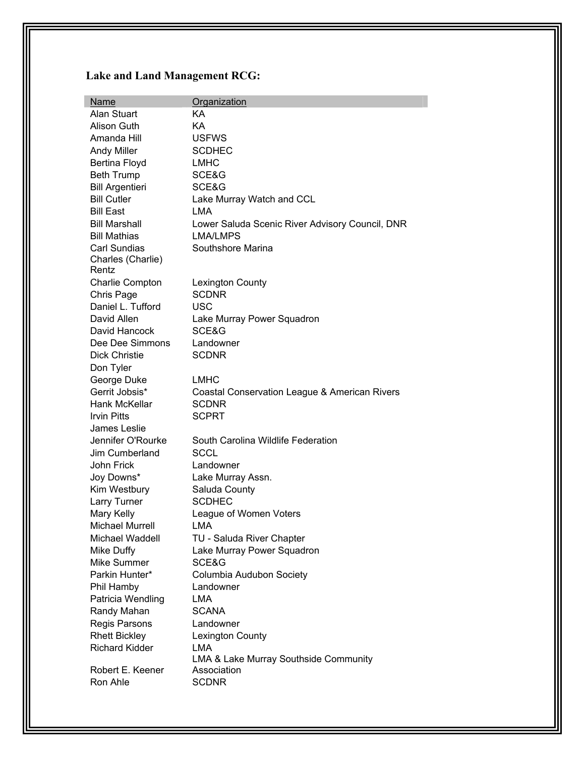**Lake and Land Management RCG:**

| Name | Organization |
|---|---|
| Alan Stuart | KA |
| Alison Guth | KA |
| Amanda Hill | USFWS |
| Andy Miller | SCDHEC |
| Bertina Floyd | LMHC |
| Beth Trump | SCE&G |
| Bill Argentieri | SCE&G |
| Bill Cutler | Lake Murray Watch and CCL |
| Bill East | LMA |
| Bill Marshall | Lower Saluda Scenic River Advisory Council, DNR |
| Bill Mathias | LMA/LMPS |
| Carl Sundias | Southshore Marina |
| Charles (Charlie) Rentz | |
| Charlie Compton | Lexington County |
| Chris Page | SCDNR |
| Daniel L. Tufford | USC |
| David Allen | Lake Murray Power Squadron |
| David Hancock | SCE&G |
| Dee Dee Simmons | Landowner |
| Dick Christie | SCDNR |
| Don Tyler | |
| George Duke | LMHC |
| Gerrit Jobsis* | Coastal Conservation League & American Rivers |
| Hank McKellar | SCDNR |
| Irvin Pitts | SCPRT |
| James Leslie | |
| Jennifer O'Rourke | South Carolina Wildlife Federation |
| Jim Cumberland | SCCL |
| John Frick | Landowner |
| Joy Downs* | Lake Murray Assn. |
| Kim Westbury | Saluda County |
| Larry Turner | SCDHEC |
| Mary Kelly | League of Women Voters |
| Michael Murrell | LMA |
| Michael Waddell | TU - Saluda River Chapter |
| Mike Duffy | Lake Murray Power Squadron |
| Mike Summer | SCE&G |
| Parkin Hunter* | Columbia Audubon Society |
| Phil Hamby | Landowner |
| Patricia Wendling | LMA |
| Randy Mahan | SCANA |
| Regis Parsons | Landowner |
| Rhett Bickley | Lexington County |
| Richard Kidder | LMA |
| Robert E. Keener | LMA & Lake Murray Southside Community Association |
| Ron Ahle | SCDNR |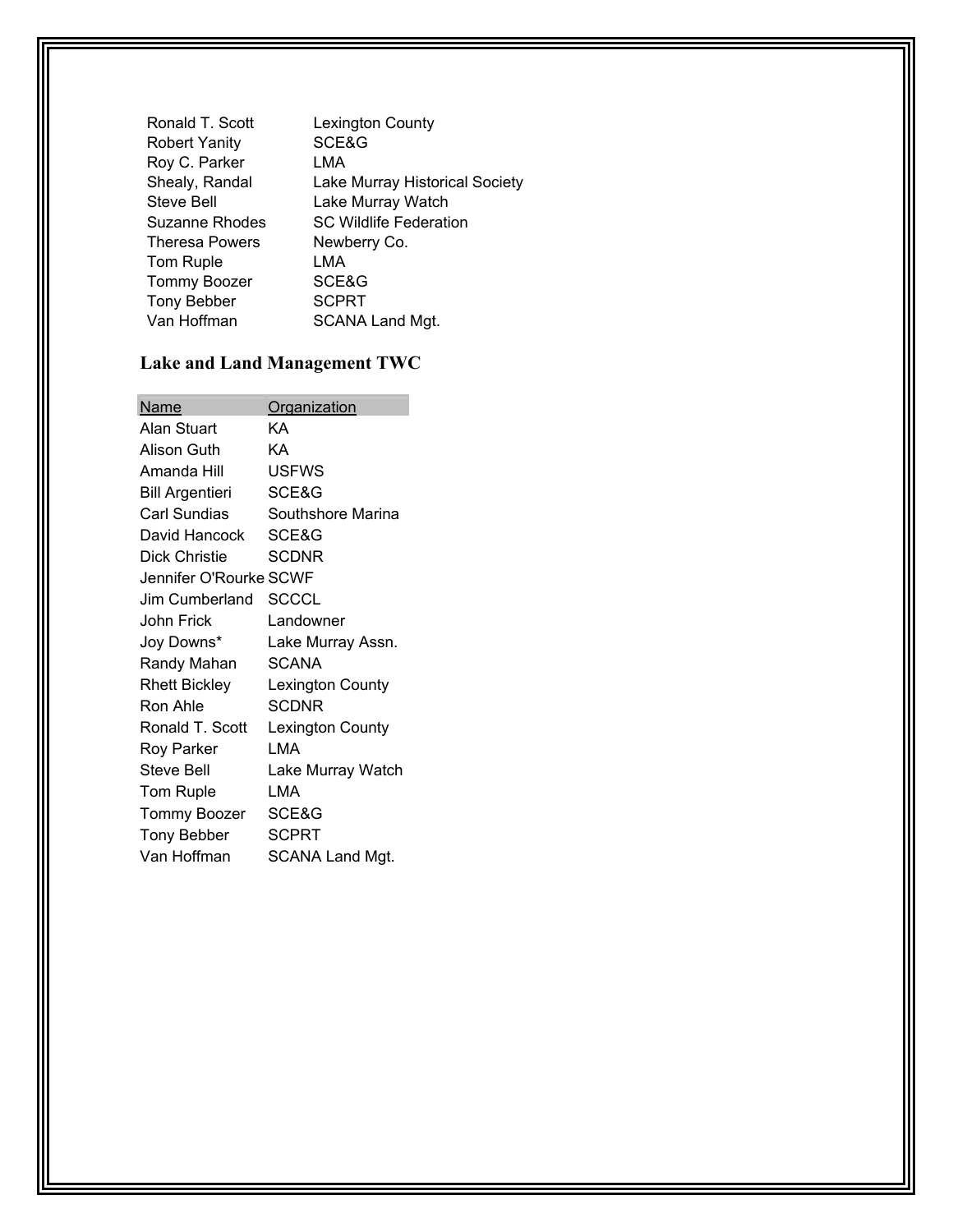| | |
|---|---|
| Ronald T. Scott | Lexington County |
| Robert Yanity | SCE&G |
| Roy C. Parker | LMA |
| Shealy, Randal | Lake Murray Historical Society |
| Steve Bell | Lake Murray Watch |
| Suzanne Rhodes | SC Wildlife Federation |
| Theresa Powers | Newberry Co. |
| Tom Ruple | LMA |
| Tommy Boozer | SCE&G |
| Tony Bebber | SCPRT |
| Van Hoffman | SCANA Land Mgt. |

## Lake and Land Management TWC

| Name | Organization |
|---|---|
| Alan Stuart | KA |
| Alison Guth | KA |
| Amanda Hill | USFWS |
| Bill Argentieri | SCE&G |
| Carl Sundias | Southshore Marina |
| David Hancock | SCE&G |
| Dick Christie | SCDNR |
| Jennifer O'Rourke | SCWF |
| Jim Cumberland | SCCCL |
| John Frick | Landowner |
| Joy Downs* | Lake Murray Assn. |
| Randy Mahan | SCANA |
| Rhett Bickley | Lexington County |
| Ron Ahle | SCDNR |
| Ronald T. Scott | Lexington County |
| Roy Parker | LMA |
| Steve Bell | Lake Murray Watch |
| Tom Ruple | LMA |
| Tommy Boozer | SCE&G |
| Tony Bebber | SCPRT |
| Van Hoffman | SCANA Land Mgt. |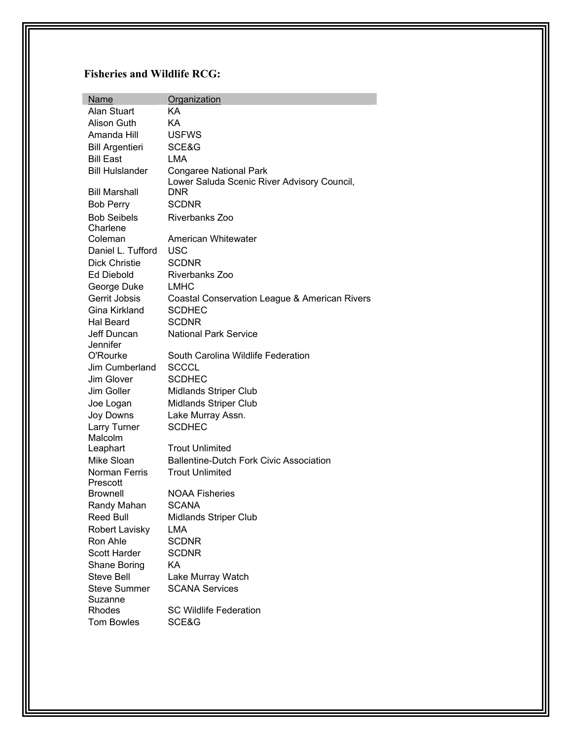### Fisheries and Wildlife RCG:

| Name | Organization |
|---|---|
| Alan Stuart | KA |
| Alison Guth | KA |
| Amanda Hill | USFWS |
| Bill Argentieri | SCE&G |
| Bill East | LMA |
| Bill Hulslander | Congaree National Park |
| Bill Marshall | Lower Saluda Scenic River Advisory Council, DNR |
| Bob Perry | SCDNR |
| Bob Seibels | Riverbanks Zoo |
| Charlene Coleman | American Whitewater |
| Daniel L. Tufford | USC |
| Dick Christie | SCDNR |
| Ed Diebold | Riverbanks Zoo |
| George Duke | LMHC |
| Gerrit Jobsis | Coastal Conservation League & American Rivers |
| Gina Kirkland | SCDHEC |
| Hal Beard | SCDNR |
| Jeff Duncan | National Park Service |
| Jennifer O'Rourke | South Carolina Wildlife Federation |
| Jim Cumberland | SCCCL |
| Jim Glover | SCDHEC |
| Jim Goller | Midlands Striper Club |
| Joe Logan | Midlands Striper Club |
| Joy Downs | Lake Murray Assn. |
| Larry Turner | SCDHEC |
| Malcolm Leaphart | Trout Unlimited |
| Mike Sloan | Ballentine-Dutch Fork Civic Association |
| Norman Ferris | Trout Unlimited |
| Prescott Brownell | NOAA Fisheries |
| Randy Mahan | SCANA |
| Reed Bull | Midlands Striper Club |
| Robert Lavisky | LMA |
| Ron Ahle | SCDNR |
| Scott Harder | SCDNR |
| Shane Boring | KA |
| Steve Bell | Lake Murray Watch |
| Steve Summer | SCANA Services |
| Suzanne Rhodes | SC Wildlife Federation |
| Tom Bowles | SCE&G |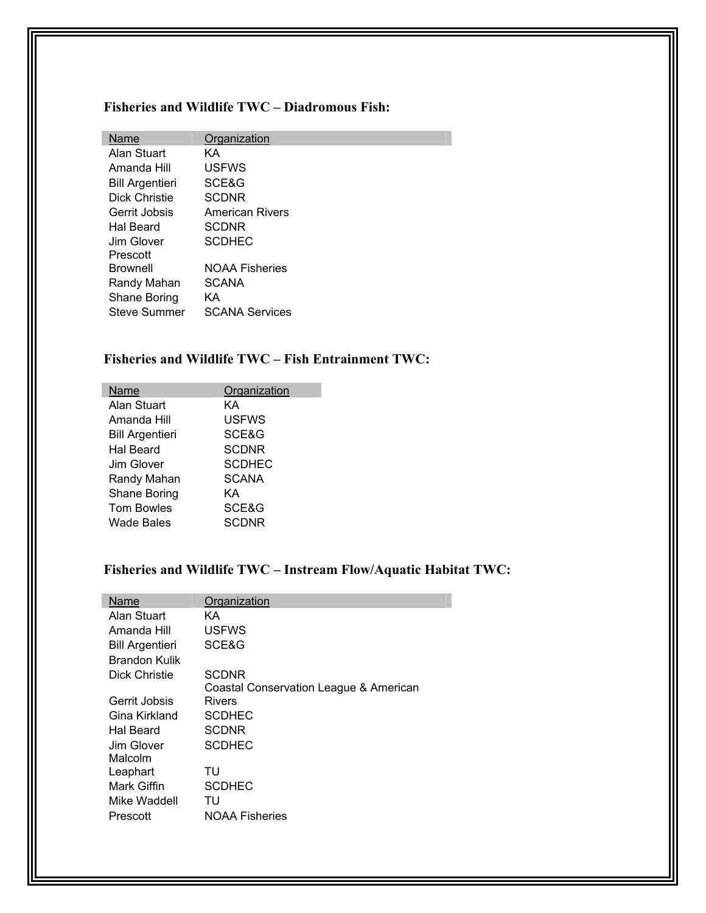**Fisheries and Wildlife TWC – Diadromous Fish:**

| Name | Organization |
|---|---|
| Alan Stuart | KA |
| Amanda Hill | USFWS |
| Bill Argentieri | SCE&G |
| Dick Christie | SCDNR |
| Gerrit Jobsis | American Rivers |
| Hal Beard | SCDNR |
| Jim Glover | SCDHEC |
| Prescott Brownell | NOAA Fisheries |
| Randy Mahan | SCANA |
| Shane Boring | KA |
| Steve Summer | SCANA Services |

**Fisheries and Wildlife TWC – Fish Entrainment TWC:**

| Name | Organization |
|---|---|
| Alan Stuart | KA |
| Amanda Hill | USFWS |
| Bill Argentieri | SCE&G |
| Hal Beard | SCDNR |
| Jim Glover | SCDHEC |
| Randy Mahan | SCANA |
| Shane Boring | KA |
| Tom Bowles | SCE&G |
| Wade Bales | SCDNR |

**Fisheries and Wildlife TWC – Instream Flow/Aquatic Habitat TWC:**

| Name | Organization |
|---|---|
| Alan Stuart | KA |
| Amanda Hill | USFWS |
| Bill Argentieri | SCE&G |
| Brandon Kulik | |
| Dick Christie | SCDNR |
| Gerrit Jobsis | Coastal Conservation League & American Rivers |
| Gina Kirkland | SCDHEC |
| Hal Beard | SCDNR |
| Jim Glover | SCDHEC |
| Malcolm Leaphart | TU |
| Mark Giffin | SCDHEC |
| Mike Waddell | TU |
| Prescott | NOAA Fisheries |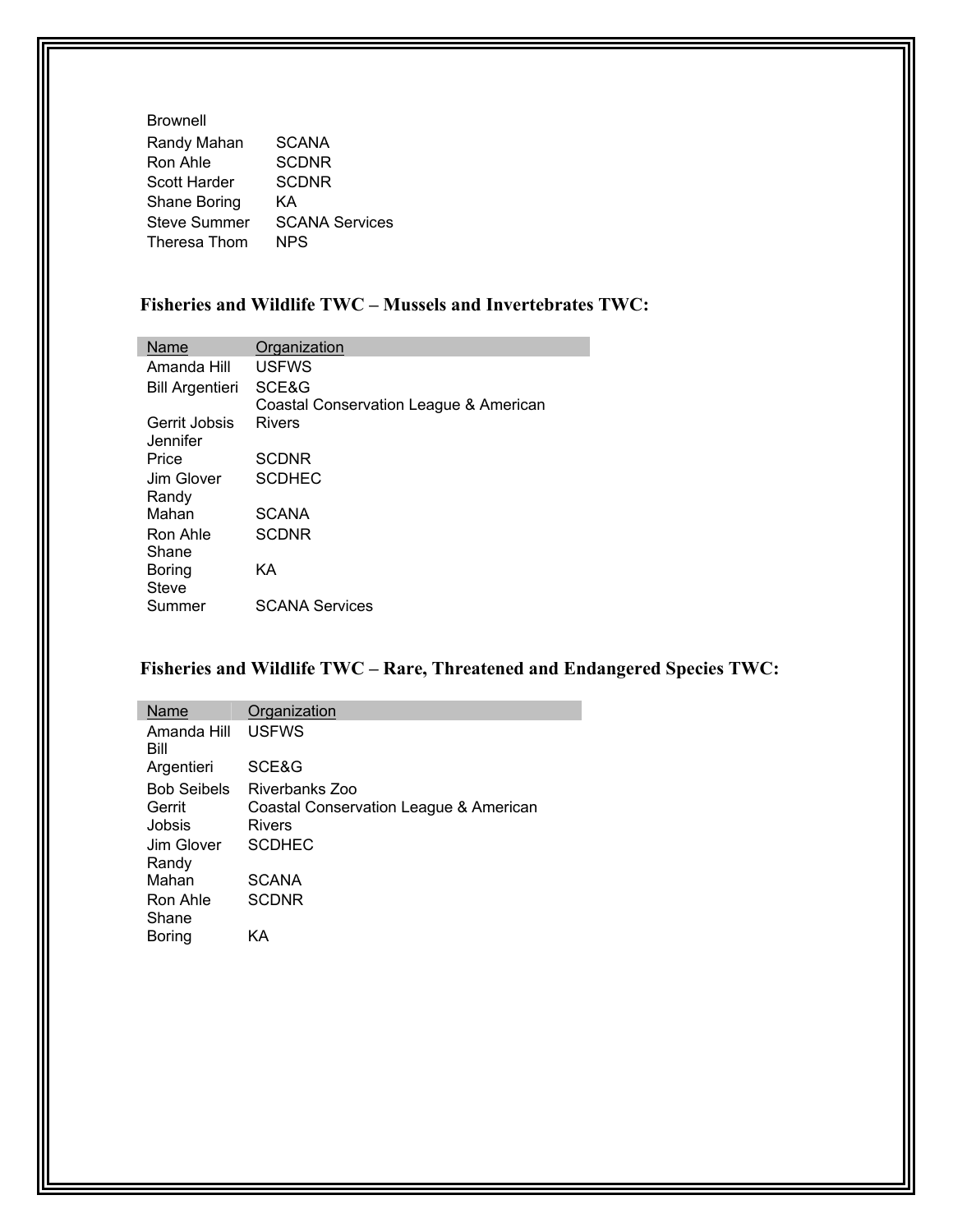| | |
|---|---|
| Brownell | |
| Randy Mahan | SCANA |
| Ron Ahle | SCDNR |
| Scott Harder | SCDNR |
| Shane Boring | KA |
| Steve Summer | SCANA Services |
| Theresa Thom | NPS |

### Fisheries and Wildlife TWC – Mussels and Invertebrates TWC:

| Name | Organization |
|---|---|
| Amanda Hill | USFWS |
| Bill Argentieri | SCE&G |
| Gerrit Jobsis | Coastal Conservation League & American Rivers |
| Jennifer Price | SCDNR |
| Jim Glover | SCDHEC |
| Randy Mahan | SCANA |
| Ron Ahle | SCDNR |
| Shane Boring | KA |
| Steve Summer | SCANA Services |

### Fisheries and Wildlife TWC – Rare, Threatened and Endangered Species TWC:

| Name | Organization |
|---|---|
| Amanda Hill | USFWS |
| Bill Argentieri | SCE&G |
| Bob Seibels | Riverbanks Zoo |
| Gerrit Jobsis | Coastal Conservation League & American Rivers |
| Jim Glover | SCDHEC |
| Randy Mahan | SCANA |
| Ron Ahle | SCDNR |
| Shane Boring | KA |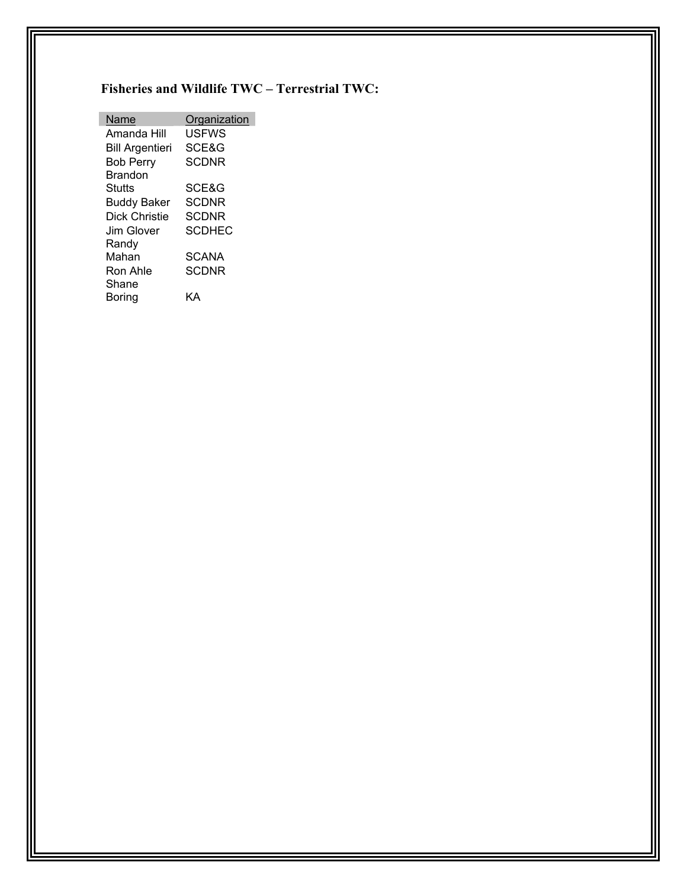### Fisheries and Wildlife TWC – Terrestrial TWC:

| Name | Organization |
|---|---|
| Amanda Hill | USFWS |
| Bill Argentieri | SCE&G |
| Bob Perry | SCDNR |
| Brandon Stutts | SCE&G |
| Buddy Baker | SCDNR |
| Dick Christie | SCDNR |
| Jim Glover | SCDHEC |
| Randy Mahan | SCANA |
| Ron Ahle | SCDNR |
| Shane Boring | KA |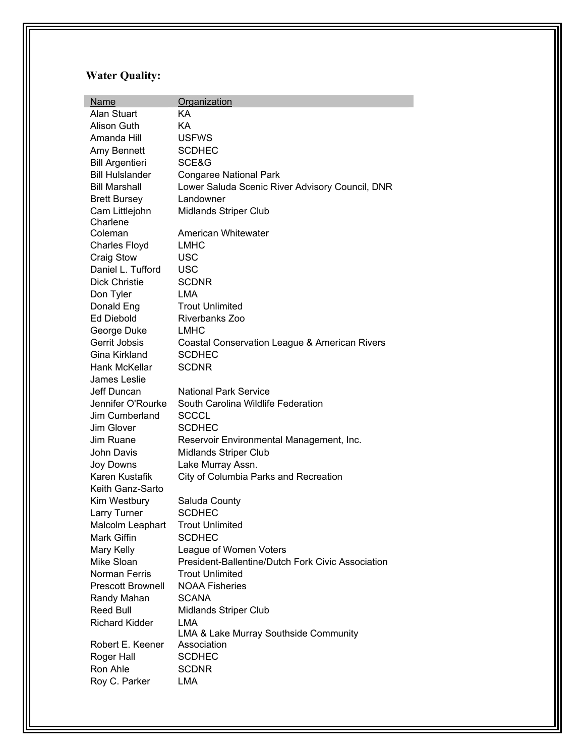## Water Quality:

| Name | Organization |
|---|---|
| Alan Stuart | KA |
| Alison Guth | KA |
| Amanda Hill | USFWS |
| Amy Bennett | SCDHEC |
| Bill Argentieri | SCE&G |
| Bill Hulslander | Congaree National Park |
| Bill Marshall | Lower Saluda Scenic River Advisory Council, DNR |
| Brett Bursey | Landowner |
| Cam Littlejohn | Midlands Striper Club |
| Charlene Coleman | American Whitewater |
| Charles Floyd | LMHC |
| Craig Stow | USC |
| Daniel L. Tufford | USC |
| Dick Christie | SCDNR |
| Don Tyler | LMA |
| Donald Eng | Trout Unlimited |
| Ed Diebold | Riverbanks Zoo |
| George Duke | LMHC |
| Gerrit Jobsis | Coastal Conservation League & American Rivers |
| Gina Kirkland | SCDHEC |
| Hank McKellar | SCDNR |
| James Leslie | |
| Jeff Duncan | National Park Service |
| Jennifer O'Rourke | South Carolina Wildlife Federation |
| Jim Cumberland | SCCCL |
| Jim Glover | SCDHEC |
| Jim Ruane | Reservoir Environmental Management, Inc. |
| John Davis | Midlands Striper Club |
| Joy Downs | Lake Murray Assn. |
| Karen Kustafik | City of Columbia Parks and Recreation |
| Keith Ganz-Sarto | |
| Kim Westbury | Saluda County |
| Larry Turner | SCDHEC |
| Malcolm Leaphart | Trout Unlimited |
| Mark Giffin | SCDHEC |
| Mary Kelly | League of Women Voters |
| Mike Sloan | President-Ballentine/Dutch Fork Civic Association |
| Norman Ferris | Trout Unlimited |
| Prescott Brownell | NOAA Fisheries |
| Randy Mahan | SCANA |
| Reed Bull | Midlands Striper Club |
| Richard Kidder | LMA |
| Robert E. Keener | LMA & Lake Murray Southside Community Association |
| Roger Hall | SCDHEC |
| Ron Ahle | SCDNR |
| Roy C. Parker | LMA |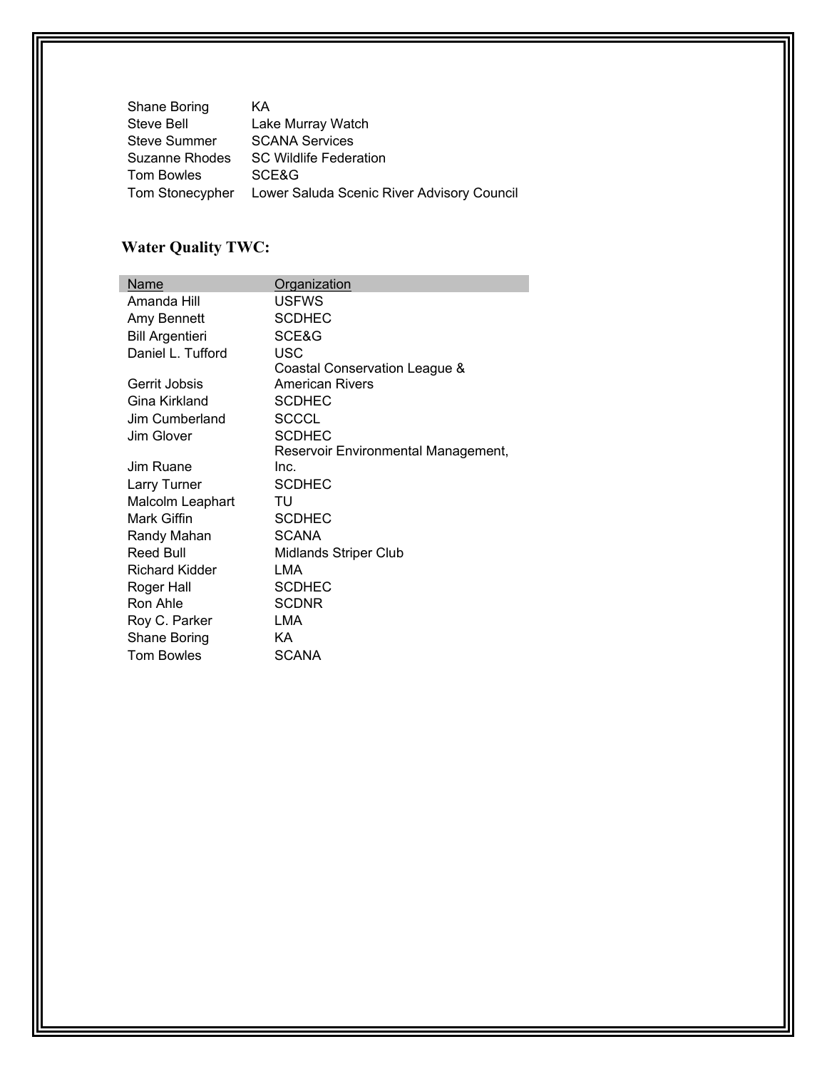| | |
|---|---|
| Shane Boring | KA |
| Steve Bell | Lake Murray Watch |
| Steve Summer | SCANA Services |
| Suzanne Rhodes | SC Wildlife Federation |
| Tom Bowles | SCE&G |
| Tom Stonecypher | Lower Saluda Scenic River Advisory Council |

## Water Quality TWC:

| Name | Organization |
|---|---|
| Amanda Hill | USFWS |
| Amy Bennett | SCDHEC |
| Bill Argentieri | SCE&G |
| Daniel L. Tufford | USC |
| Gerrit Jobsis | Coastal Conservation League & American Rivers |
| Gina Kirkland | SCDHEC |
| Jim Cumberland | SCCCL |
| Jim Glover | SCDHEC |
| Jim Ruane | Reservoir Environmental Management, Inc. |
| Larry Turner | SCDHEC |
| Malcolm Leaphart | TU |
| Mark Giffin | SCDHEC |
| Randy Mahan | SCANA |
| Reed Bull | Midlands Striper Club |
| Richard Kidder | LMA |
| Roger Hall | SCDHEC |
| Ron Ahle | SCDNR |
| Roy C. Parker | LMA |
| Shane Boring | KA |
| Tom Bowles | SCANA |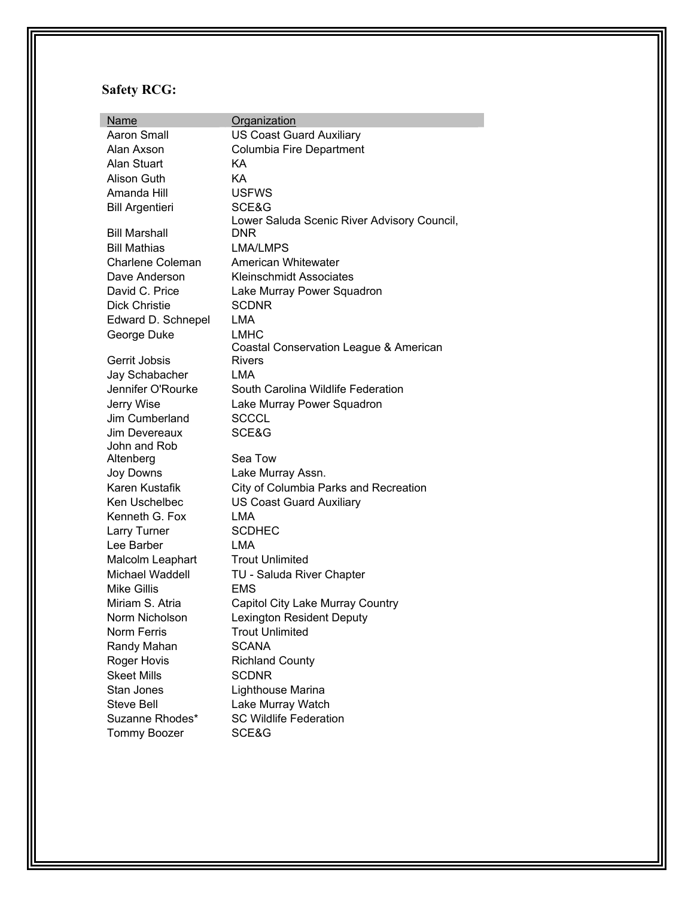**Safety RCG:**

| Name | Organization |
|---|---|
| Aaron Small | US Coast Guard Auxiliary |
| Alan Axson | Columbia Fire Department |
| Alan Stuart | KA |
| Alison Guth | KA |
| Amanda Hill | USFWS |
| Bill Argentieri | SCE&G |
| Bill Marshall | Lower Saluda Scenic River Advisory Council, DNR |
| Bill Mathias | LMA/LMPS |
| Charlene Coleman | American Whitewater |
| Dave Anderson | Kleinschmidt Associates |
| David C. Price | Lake Murray Power Squadron |
| Dick Christie | SCDNR |
| Edward D. Schnepel | LMA |
| George Duke | LMHC |
| Gerrit Jobsis | Coastal Conservation League & American Rivers |
| Jay Schabacher | LMA |
| Jennifer O'Rourke | South Carolina Wildlife Federation |
| Jerry Wise | Lake Murray Power Squadron |
| Jim Cumberland | SCCCL |
| Jim Devereaux | SCE&G |
| John and Rob Altenberg | Sea Tow |
| Joy Downs | Lake Murray Assn. |
| Karen Kustafik | City of Columbia Parks and Recreation |
| Ken Uschelbec | US Coast Guard Auxiliary |
| Kenneth G. Fox | LMA |
| Larry Turner | SCDHEC |
| Lee Barber | LMA |
| Malcolm Leaphart | Trout Unlimited |
| Michael Waddell | TU - Saluda River Chapter |
| Mike Gillis | EMS |
| Miriam S. Atria | Capitol City Lake Murray Country |
| Norm Nicholson | Lexington Resident Deputy |
| Norm Ferris | Trout Unlimited |
| Randy Mahan | SCANA |
| Roger Hovis | Richland County |
| Skeet Mills | SCDNR |
| Stan Jones | Lighthouse Marina |
| Steve Bell | Lake Murray Watch |
| Suzanne Rhodes* | SC Wildlife Federation |
| Tommy Boozer | SCE&G |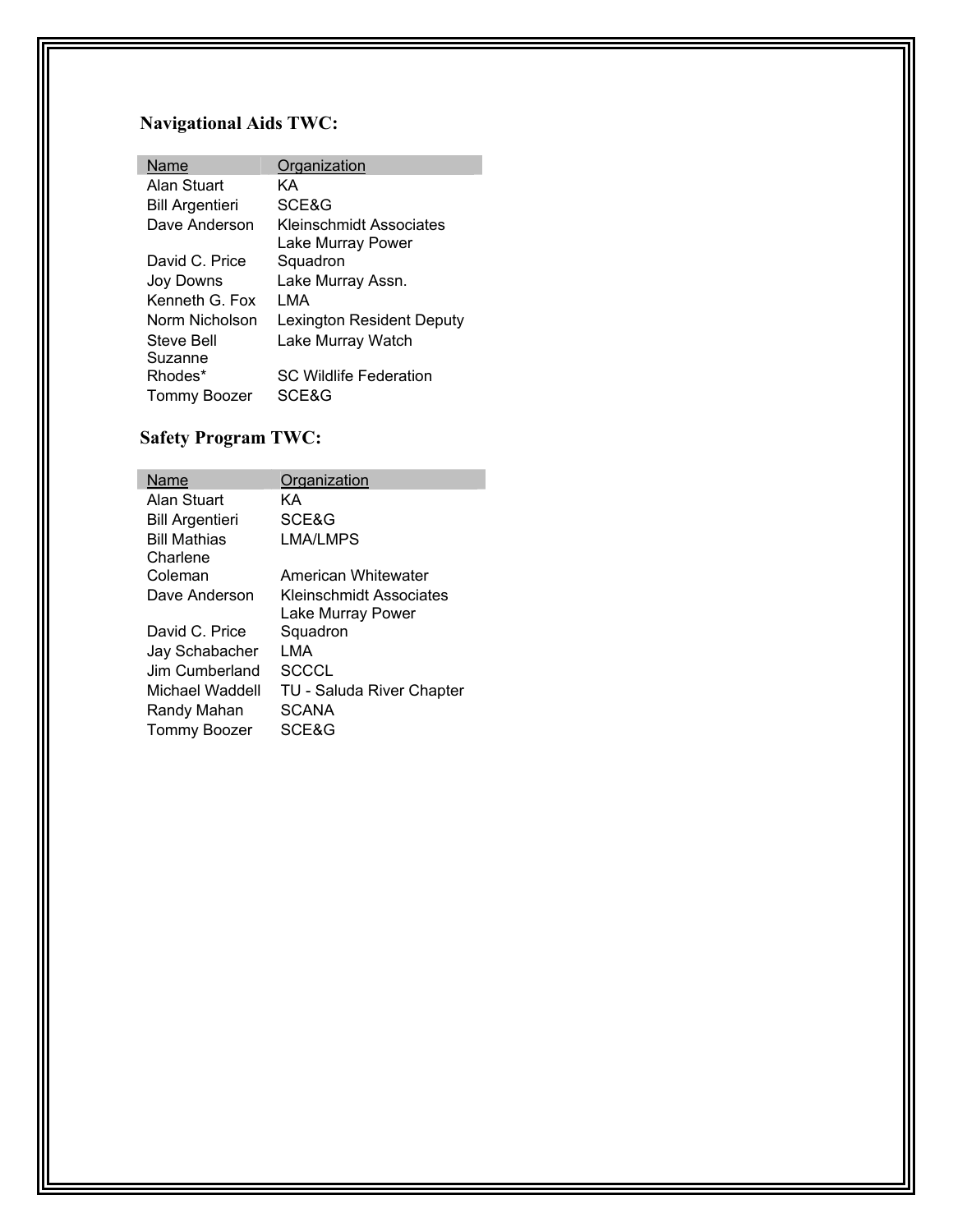### Navigational Aids TWC:

| Name | Organization |
|---|---|
| Alan Stuart | KA |
| Bill Argentieri | SCE&G |
| Dave Anderson | Kleinschmidt Associates |
| David C. Price | Lake Murray Power Squadron |
| Joy Downs | Lake Murray Assn. |
| Kenneth G. Fox | LMA |
| Norm Nicholson | Lexington Resident Deputy |
| Steve Bell | Lake Murray Watch |
| Suzanne Rhodes* | SC Wildlife Federation |
| Tommy Boozer | SCE&G |

### Safety Program TWC:

| Name | Organization |
|---|---|
| Alan Stuart | KA |
| Bill Argentieri | SCE&G |
| Bill Mathias | LMA/LMPS |
| Charlene Coleman | American Whitewater |
| Dave Anderson | Kleinschmidt Associates |
| David C. Price | Lake Murray Power Squadron |
| Jay Schabacher | LMA |
| Jim Cumberland | SCCCL |
| Michael Waddell | TU - Saluda River Chapter |
| Randy Mahan | SCANA |
| Tommy Boozer | SCE&G |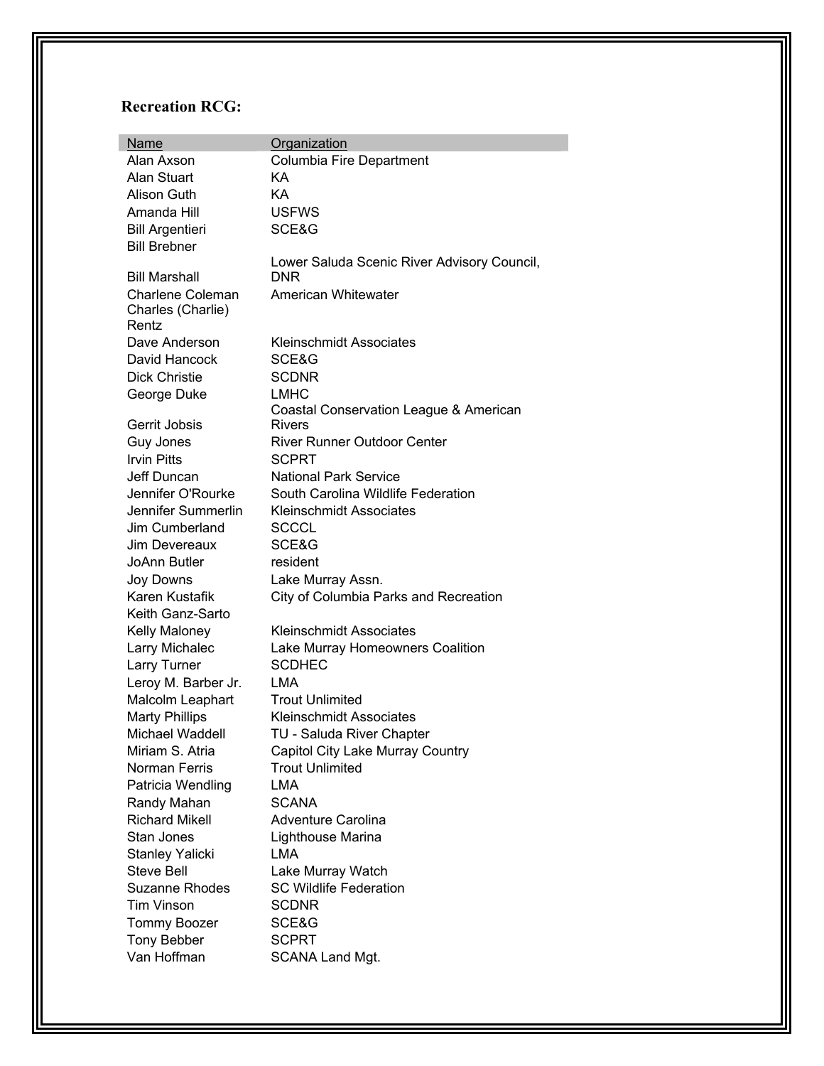### Recreation RCG:

| Name | Organization |
|---|---|
| Alan Axson | Columbia Fire Department |
| Alan Stuart | KA |
| Alison Guth | KA |
| Amanda Hill | USFWS |
| Bill Argentieri | SCE&G |
| Bill Brebner | |
| Bill Marshall | Lower Saluda Scenic River Advisory Council, DNR |
| Charlene Coleman | American Whitewater |
| Charles (Charlie) Rentz | |
| Dave Anderson | Kleinschmidt Associates |
| David Hancock | SCE&G |
| Dick Christie | SCDNR |
| George Duke | LMHC |
| Gerrit Jobsis | Coastal Conservation League & American Rivers |
| Guy Jones | River Runner Outdoor Center |
| Irvin Pitts | SCPRT |
| Jeff Duncan | National Park Service |
| Jennifer O'Rourke | South Carolina Wildlife Federation |
| Jennifer Summerlin | Kleinschmidt Associates |
| Jim Cumberland | SCCCL |
| Jim Devereaux | SCE&G |
| JoAnn Butler | resident |
| Joy Downs | Lake Murray Assn. |
| Karen Kustafik | City of Columbia Parks and Recreation |
| Keith Ganz-Sarto | |
| Kelly Maloney | Kleinschmidt Associates |
| Larry Michalec | Lake Murray Homeowners Coalition |
| Larry Turner | SCDHEC |
| Leroy M. Barber Jr. | LMA |
| Malcolm Leaphart | Trout Unlimited |
| Marty Phillips | Kleinschmidt Associates |
| Michael Waddell | TU - Saluda River Chapter |
| Miriam S. Atria | Capitol City Lake Murray Country |
| Norman Ferris | Trout Unlimited |
| Patricia Wendling | LMA |
| Randy Mahan | SCANA |
| Richard Mikell | Adventure Carolina |
| Stan Jones | Lighthouse Marina |
| Stanley Yalicki | LMA |
| Steve Bell | Lake Murray Watch |
| Suzanne Rhodes | SC Wildlife Federation |
| Tim Vinson | SCDNR |
| Tommy Boozer | SCE&G |
| Tony Bebber | SCPRT |
| Van Hoffman | SCANA Land Mgt. |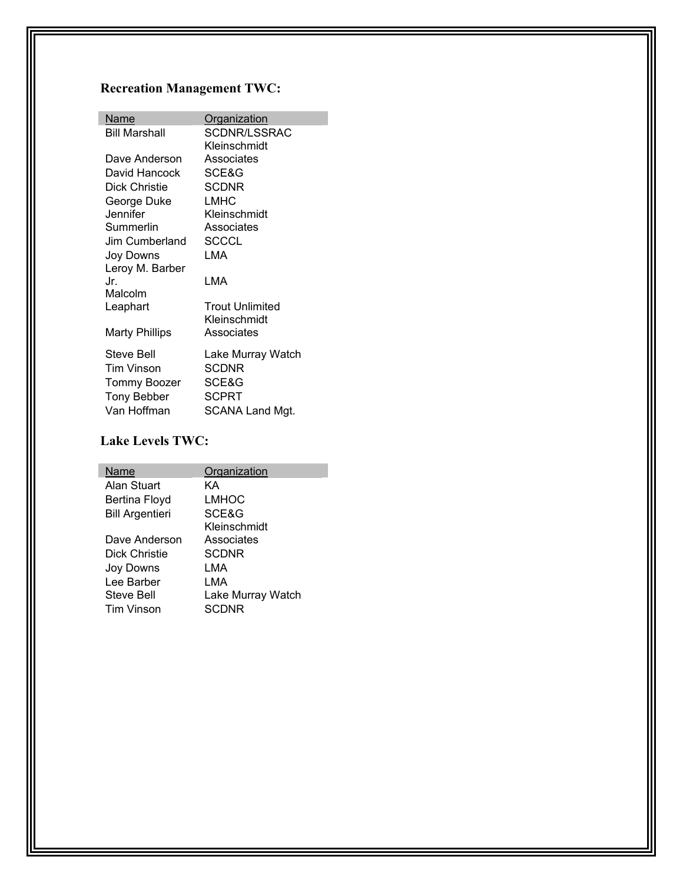### Recreation Management TWC:

| Name | Organization |
| --- | --- |
| Bill Marshall | SCDNR/LSSRAC |
| Dave Anderson | Kleinschmidt Associates |
| David Hancock | SCE&G |
| Dick Christie | SCDNR |
| George Duke | LMHC |
| Jennifer Summerlin | Kleinschmidt Associates |
| Jim Cumberland | SCCCL |
| Joy Downs | LMA |
| Leroy M. Barber Jr. | LMA |
| Malcolm Leaphart | Trout Unlimited |
| Marty Phillips | Kleinschmidt Associates |
| Steve Bell | Lake Murray Watch |
| Tim Vinson | SCDNR |
| Tommy Boozer | SCE&G |
| Tony Bebber | SCPRT |
| Van Hoffman | SCANA Land Mgt. |

### Lake Levels TWC:

| Name | Organization |
| --- | --- |
| Alan Stuart | KA |
| Bertina Floyd | LMHOC |
| Bill Argentieri | SCE&G |
| Dave Anderson | Kleinschmidt Associates |
| Dick Christie | SCDNR |
| Joy Downs | LMA |
| Lee Barber | LMA |
| Steve Bell | Lake Murray Watch |
| Tim Vinson | SCDNR |